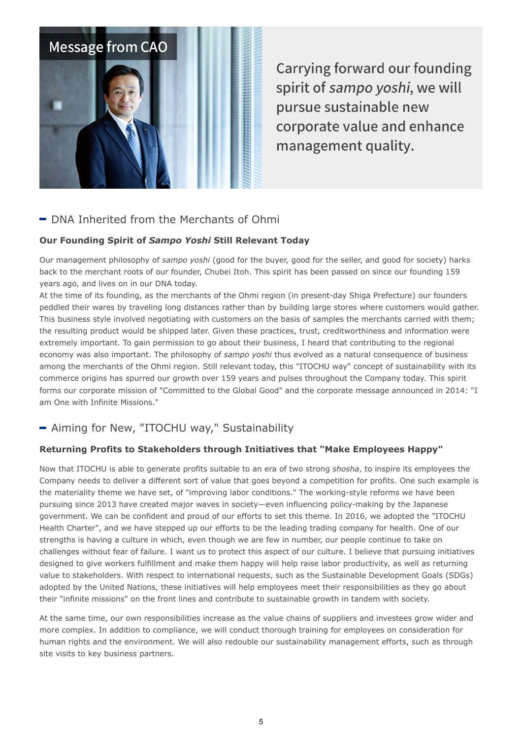# Message from CAO

## Carrying forward our founding spirit of *sampo yoshi*, we will pursue sustainable new corporate value and enhance management quality.

## DNA Inherited from the Merchants of Ohmi

### Our Founding Spirit of *Sampo Yoshi* Still Relevant Today

Our management philosophy of *sampo yoshi* (good for the buyer, good for the seller, and good for society) harks back to the merchant roots of our founder, Chubei Itoh. This spirit has been passed on since our founding 159 years ago, and lives on in our DNA today.

At the time of its founding, as the merchants of the Ohmi region (in present-day Shiga Prefecture) our founders peddled their wares by traveling long distances rather than by building large stores where customers would gather. This business style involved negotiating with customers on the basis of samples the merchants carried with them; the resulting product would be shipped later. Given these practices, trust, creditworthiness and information were extremely important. To gain permission to go about their business, I heard that contributing to the regional economy was also important. The philosophy of *sampo yoshi* thus evolved as a natural consequence of business among the merchants of the Ohmi region. Still relevant today, this "ITOCHU way" concept of sustainability with its commerce origins has spurred our growth over 159 years and pulses throughout the Company today. This spirit forms our corporate mission of "Committed to the Global Good" and the corporate message announced in 2014: "I am One with Infinite Missions."

## Aiming for New, "ITOCHU way," Sustainability

### Returning Profits to Stakeholders through Initiatives that "Make Employees Happy"

Now that ITOCHU is able to generate profits suitable to an era of two strong *shosha*, to inspire its employees the Company needs to deliver a different sort of value that goes beyond a competition for profits. One such example is the materiality theme we have set, of "improving labor conditions." The working-style reforms we have been pursuing since 2013 have created major waves in society—even influencing policy-making by the Japanese government. We can be confident and proud of our efforts to set this theme. In 2016, we adopted the "ITOCHU Health Charter", and we have stepped up our efforts to be the leading trading company for health. One of our strengths is having a culture in which, even though we are few in number, our people continue to take on challenges without fear of failure. I want us to protect this aspect of our culture. I believe that pursuing initiatives designed to give workers fulfillment and make them happy will help raise labor productivity, as well as returning value to stakeholders. With respect to international requests, such as the Sustainable Development Goals (SDGs) adopted by the United Nations, these initiatives will help employees meet their responsibilities as they go about their "infinite missions" on the front lines and contribute to sustainable growth in tandem with society.

At the same time, our own responsibilities increase as the value chains of suppliers and investees grow wider and more complex. In addition to compliance, we will conduct thorough training for employees on consideration for human rights and the environment. We will also redouble our sustainability management efforts, such as through site visits to key business partners.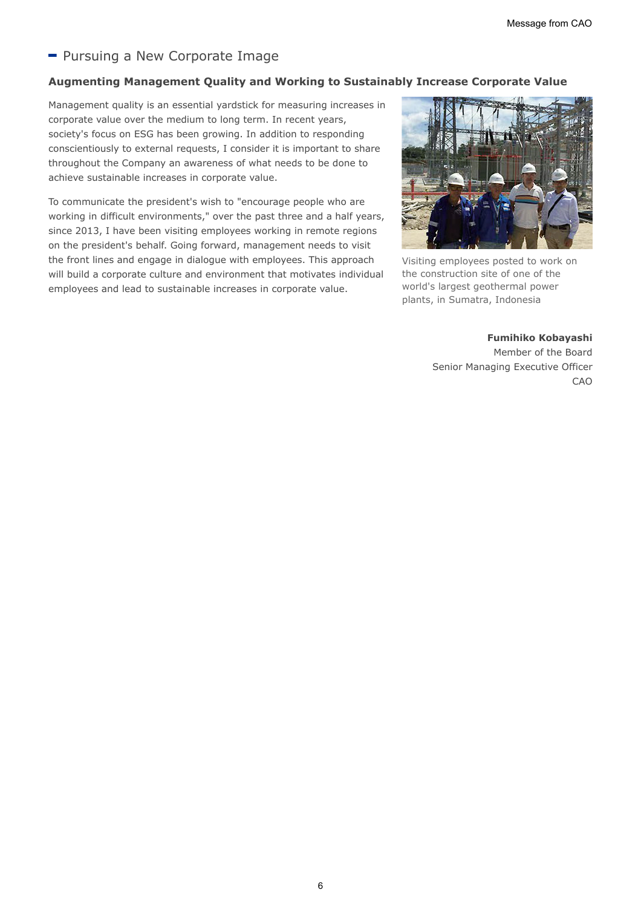## Pursuing a New Corporate Image

### Augmenting Management Quality and Working to Sustainably Increase Corporate Value

Management quality is an essential yardstick for measuring increases in corporate value over the medium to long term. In recent years, society's focus on ESG has been growing. In addition to responding conscientiously to external requests, I consider it is important to share throughout the Company an awareness of what needs to be done to achieve sustainable increases in corporate value.

To communicate the president's wish to "encourage people who are working in difficult environments," over the past three and a half years, since 2013, I have been visiting employees working in remote regions on the president's behalf. Going forward, management needs to visit the front lines and engage in dialogue with employees. This approach will build a corporate culture and environment that motivates individual employees and lead to sustainable increases in corporate value.

Visiting employees posted to work on the construction site of one of the world's largest geothermal power plants, in Sumatra, Indonesia

**Fumihiko Kobayashi**
Member of the Board
Senior Managing Executive Officer
CAO